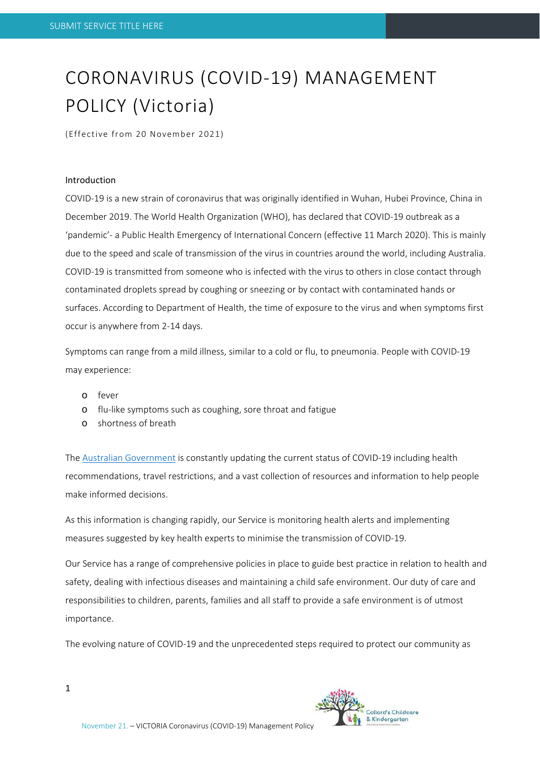# CORONAVIRUS (COVID-19) MANAGEMENT POLICY (Victoria)

(Effective from 20 November 2021)

### Introduction

COVID-19 is a new strain of coronavirus that was originally identified in Wuhan, Hubei Province, China in December 2019. The World Health Organization (WHO), has declared that COVID-19 outbreak as a 'pandemic'- a Public Health Emergency of International Concern (effective 11 March 2020). This is mainly due to the speed and scale of transmission of the virus in countries around the world, including Australia. COVID-19 is transmitted from someone who is infected with the virus to others in close contact through contaminated droplets spread by coughing or sneezing or by contact with contaminated hands or surfaces. According to Department of Health, the time of exposure to the virus and when symptoms first occur is anywhere from 2-14 days.

Symptoms can range from a mild illness, similar to a cold or flu, to pneumonia. People with COVID-19 may experience:

- fever
- flu-like symptoms such as coughing, sore throat and fatigue
- shortness of breath

The Australian Government is constantly updating the current status of COVID-19 including health recommendations, travel restrictions, and a vast collection of resources and information to help people make informed decisions.

As this information is changing rapidly, our Service is monitoring health alerts and implementing measures suggested by key health experts to minimise the transmission of COVID-19.

Our Service has a range of comprehensive policies in place to guide best practice in relation to health and safety, dealing with infectious diseases and maintaining a child safe environment. Our duty of care and responsibilities to children, parents, families and all staff to provide a safe environment is of utmost importance.

The evolving nature of COVID-19 and the unprecedented steps required to protect our community as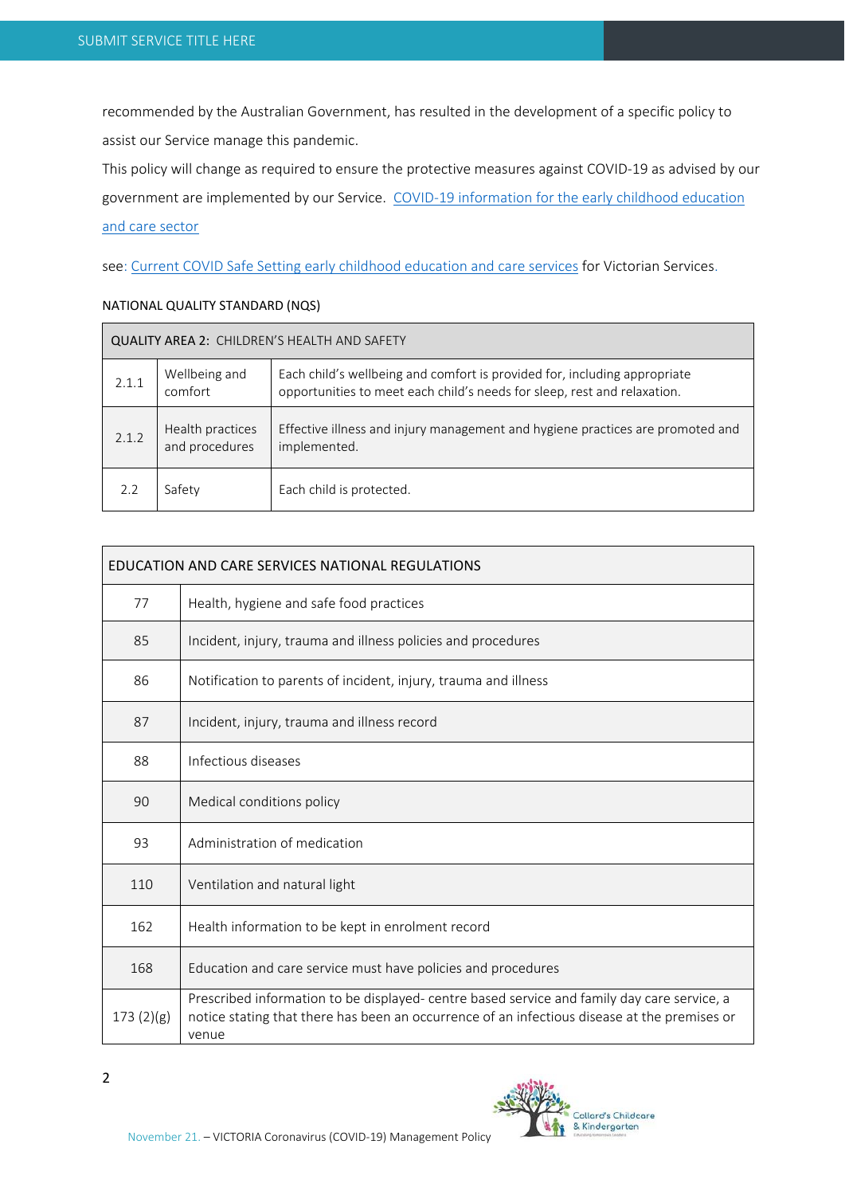recommended by the Australian Government, has resulted in the development of a specific policy to assist our Service manage this pandemic.

This policy will change as required to ensure the protective measures against COVID-19 as advised by our government are implemented by our Service. COVID-19 information for the early childhood education and care sector

see: Current COVID Safe Setting early childhood education and care services for Victorian Services.

NATIONAL QUALITY STANDARD (NQS)

| QUALITY AREA 2: CHILDREN'S HEALTH AND SAFETY | | |
|---|---|---|
| 2.1.1 | Wellbeing and comfort | Each child's wellbeing and comfort is provided for, including appropriate opportunities to meet each child's needs for sleep, rest and relaxation. |
| 2.1.2 | Health practices and procedures | Effective illness and injury management and hygiene practices are promoted and implemented. |
| 2.2 | Safety | Each child is protected. |

| EDUCATION AND CARE SERVICES NATIONAL REGULATIONS | |
|---|---|
| 77 | Health, hygiene and safe food practices |
| 85 | Incident, injury, trauma and illness policies and procedures |
| 86 | Notification to parents of incident, injury, trauma and illness |
| 87 | Incident, injury, trauma and illness record |
| 88 | Infectious diseases |
| 90 | Medical conditions policy |
| 93 | Administration of medication |
| 110 | Ventilation and natural light |
| 162 | Health information to be kept in enrolment record |
| 168 | Education and care service must have policies and procedures |
| 173 (2)(g) | Prescribed information to be displayed- centre based service and family day care service, a notice stating that there has been an occurrence of an infectious disease at the premises or venue |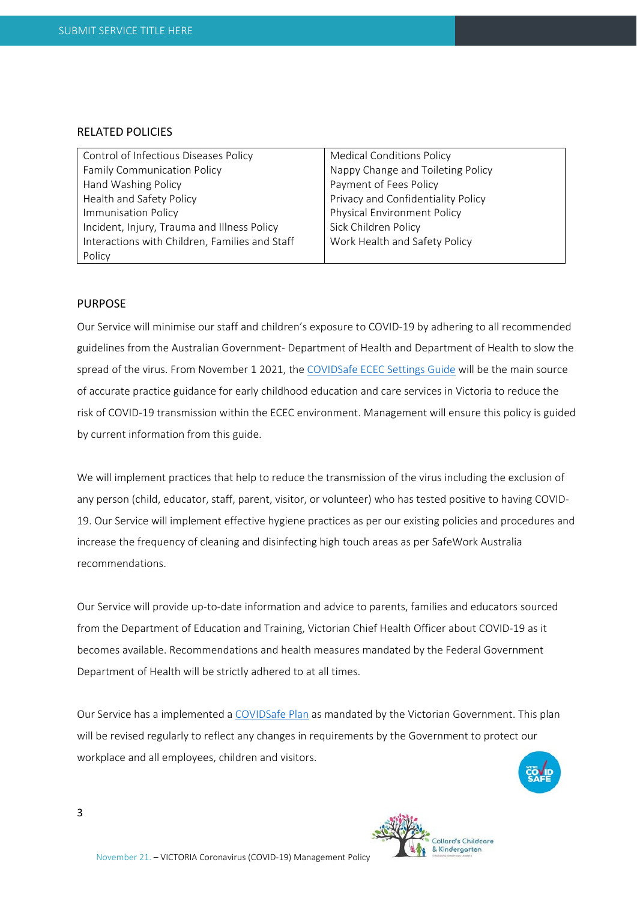## RELATED POLICIES

| | |
|---|---|
| Control of Infectious Diseases Policy<br>Family Communication Policy<br>Hand Washing Policy<br>Health and Safety Policy<br>Immunisation Policy<br>Incident, Injury, Trauma and Illness Policy<br>Interactions with Children, Families and Staff Policy | Medical Conditions Policy<br>Nappy Change and Toileting Policy<br>Payment of Fees Policy<br>Privacy and Confidentiality Policy<br>Physical Environment Policy<br>Sick Children Policy<br>Work Health and Safety Policy |

## PURPOSE

Our Service will minimise our staff and children's exposure to COVID-19 by adhering to all recommended guidelines from the Australian Government- Department of Health and Department of Health to slow the spread of the virus. From November 1 2021, the [COVIDSafe ECEC Settings Guide] will be the main source of accurate practice guidance for early childhood education and care services in Victoria to reduce the risk of COVID-19 transmission within the ECEC environment. Management will ensure this policy is guided by current information from this guide.

We will implement practices that help to reduce the transmission of the virus including the exclusion of any person (child, educator, staff, parent, visitor, or volunteer) who has tested positive to having COVID-19. Our Service will implement effective hygiene practices as per our existing policies and procedures and increase the frequency of cleaning and disinfecting high touch areas as per SafeWork Australia recommendations.

Our Service will provide up-to-date information and advice to parents, families and educators sourced from the Department of Education and Training, Victorian Chief Health Officer about COVID-19 as it becomes available. Recommendations and health measures mandated by the Federal Government Department of Health will be strictly adhered to at all times.

Our Service has a implemented a [COVIDSafe Plan] as mandated by the Victorian Government. This plan will be revised regularly to reflect any changes in requirements by the Government to protect our workplace and all employees, children and visitors.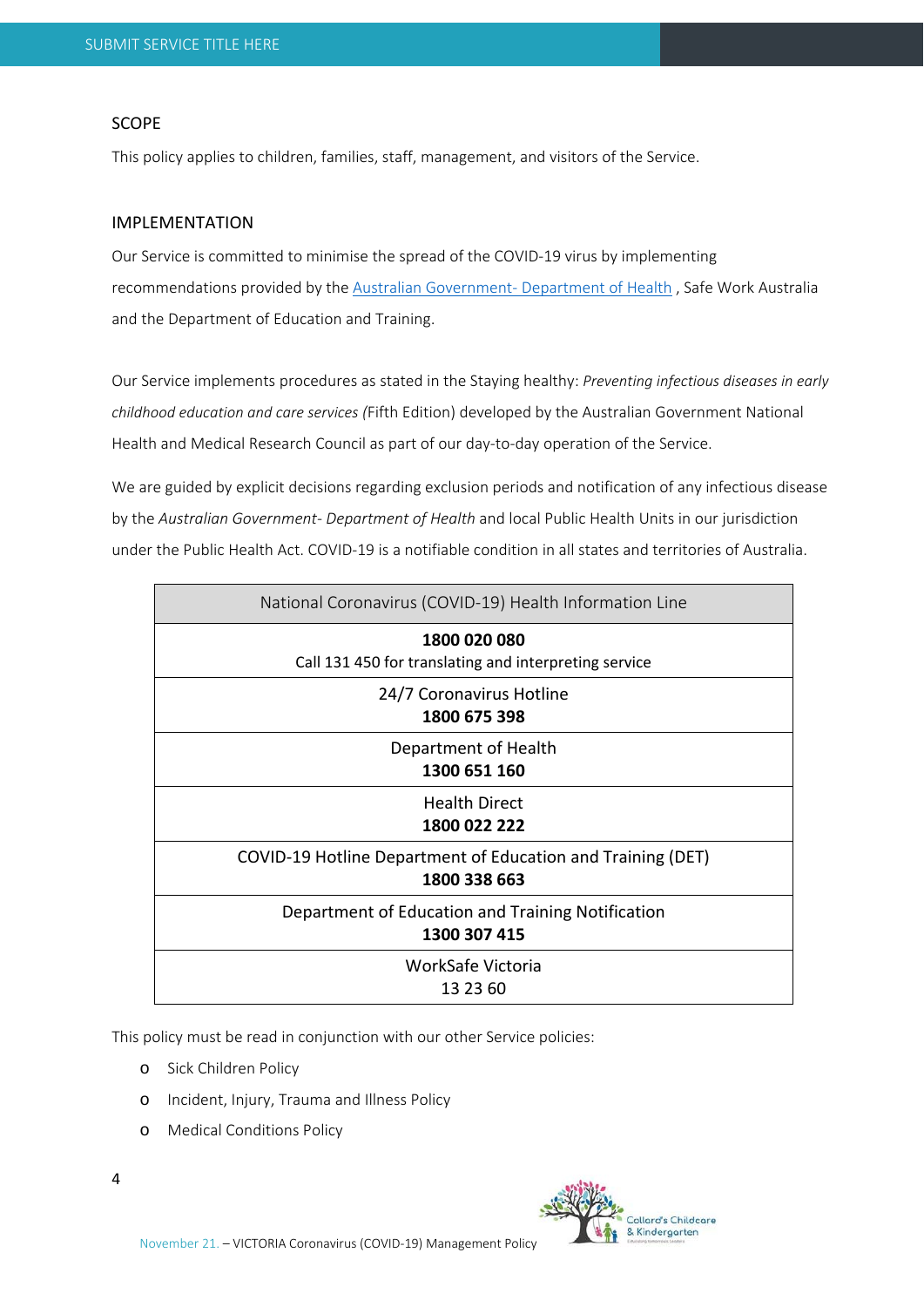## SCOPE

This policy applies to children, families, staff, management, and visitors of the Service.

## IMPLEMENTATION

Our Service is committed to minimise the spread of the COVID-19 virus by implementing recommendations provided by the Australian Government- Department of Health , Safe Work Australia and the Department of Education and Training.

Our Service implements procedures as stated in the Staying healthy: *Preventing infectious diseases in early childhood education and care services (*Fifth Edition) developed by the Australian Government National Health and Medical Research Council as part of our day-to-day operation of the Service.

We are guided by explicit decisions regarding exclusion periods and notification of any infectious disease by the *Australian Government- Department of Health* and local Public Health Units in our jurisdiction under the Public Health Act. COVID-19 is a notifiable condition in all states and territories of Australia.

| National Coronavirus (COVID-19) Health Information Line |
|---|
| **1800 020 080**<br>Call 131 450 for translating and interpreting service |
| 24/7 Coronavirus Hotline<br>**1800 675 398** |
| Department of Health<br>**1300 651 160** |
| Health Direct<br>**1800 022 222** |
| COVID-19 Hotline Department of Education and Training (DET)<br>**1800 338 663** |
| Department of Education and Training Notification<br>**1300 307 415** |
| WorkSafe Victoria<br>13 23 60 |

This policy must be read in conjunction with our other Service policies:

- Sick Children Policy
- Incident, Injury, Trauma and Illness Policy
- Medical Conditions Policy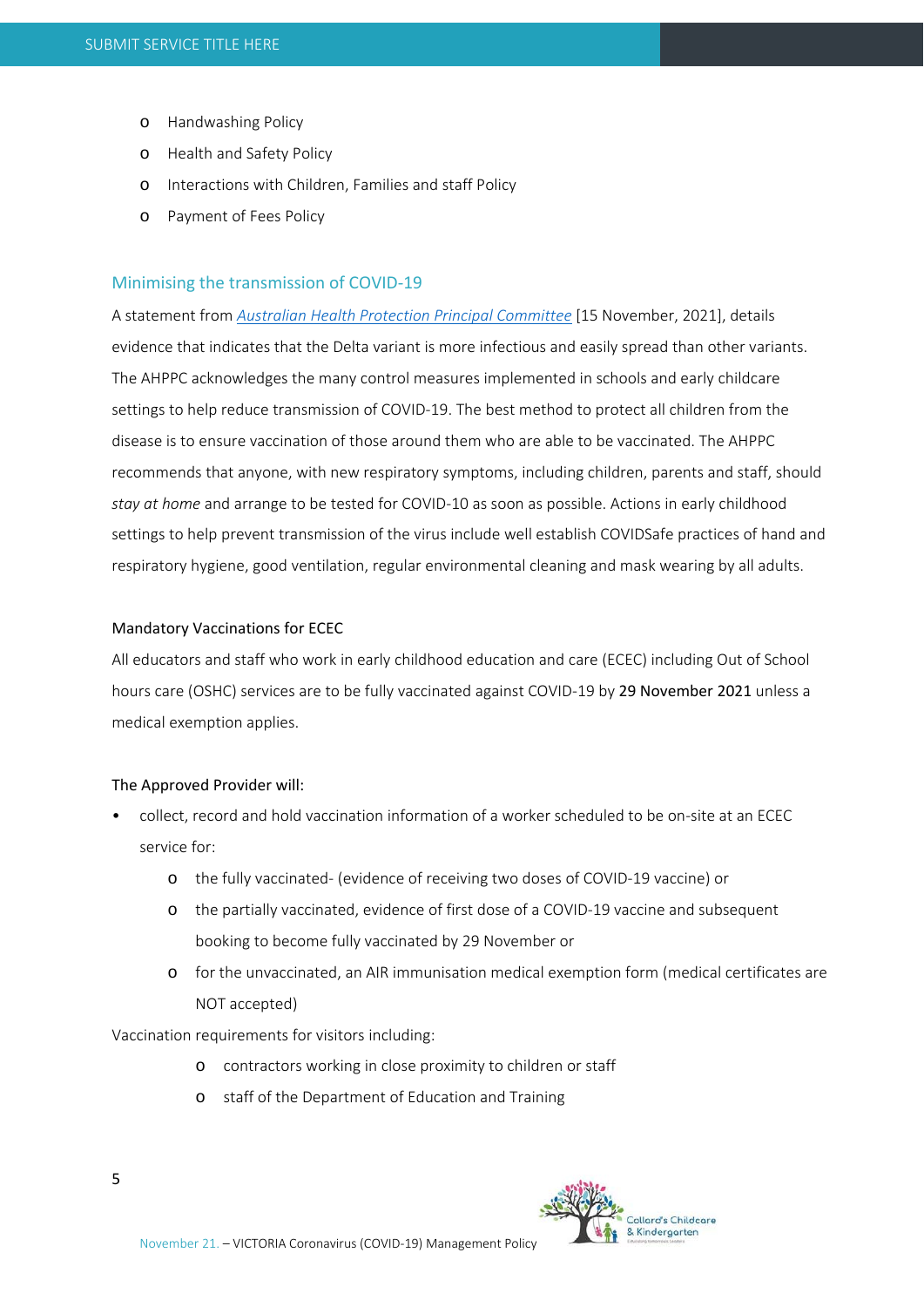- Handwashing Policy
- Health and Safety Policy
- Interactions with Children, Families and staff Policy
- Payment of Fees Policy

## Minimising the transmission of COVID-19

A statement from *Australian Health Protection Principal Committee* [15 November, 2021], details evidence that indicates that the Delta variant is more infectious and easily spread than other variants. The AHPPC acknowledges the many control measures implemented in schools and early childcare settings to help reduce transmission of COVID-19. The best method to protect all children from the disease is to ensure vaccination of those around them who are able to be vaccinated. The AHPPC recommends that anyone, with new respiratory symptoms, including children, parents and staff, should *stay at home* and arrange to be tested for COVID-10 as soon as possible. Actions in early childhood settings to help prevent transmission of the virus include well establish COVIDSafe practices of hand and respiratory hygiene, good ventilation, regular environmental cleaning and mask wearing by all adults.

### Mandatory Vaccinations for ECEC

All educators and staff who work in early childhood education and care (ECEC) including Out of School hours care (OSHC) services are to be fully vaccinated against COVID-19 by **29 November 2021** unless a medical exemption applies.

The Approved Provider will:

- collect, record and hold vaccination information of a worker scheduled to be on-site at an ECEC service for:
    - the fully vaccinated- (evidence of receiving two doses of COVID-19 vaccine) or
    - the partially vaccinated, evidence of first dose of a COVID-19 vaccine and subsequent booking to become fully vaccinated by 29 November or
    - for the unvaccinated, an AIR immunisation medical exemption form (medical certificates are NOT accepted)

Vaccination requirements for visitors including:

- contractors working in close proximity to children or staff
- staff of the Department of Education and Training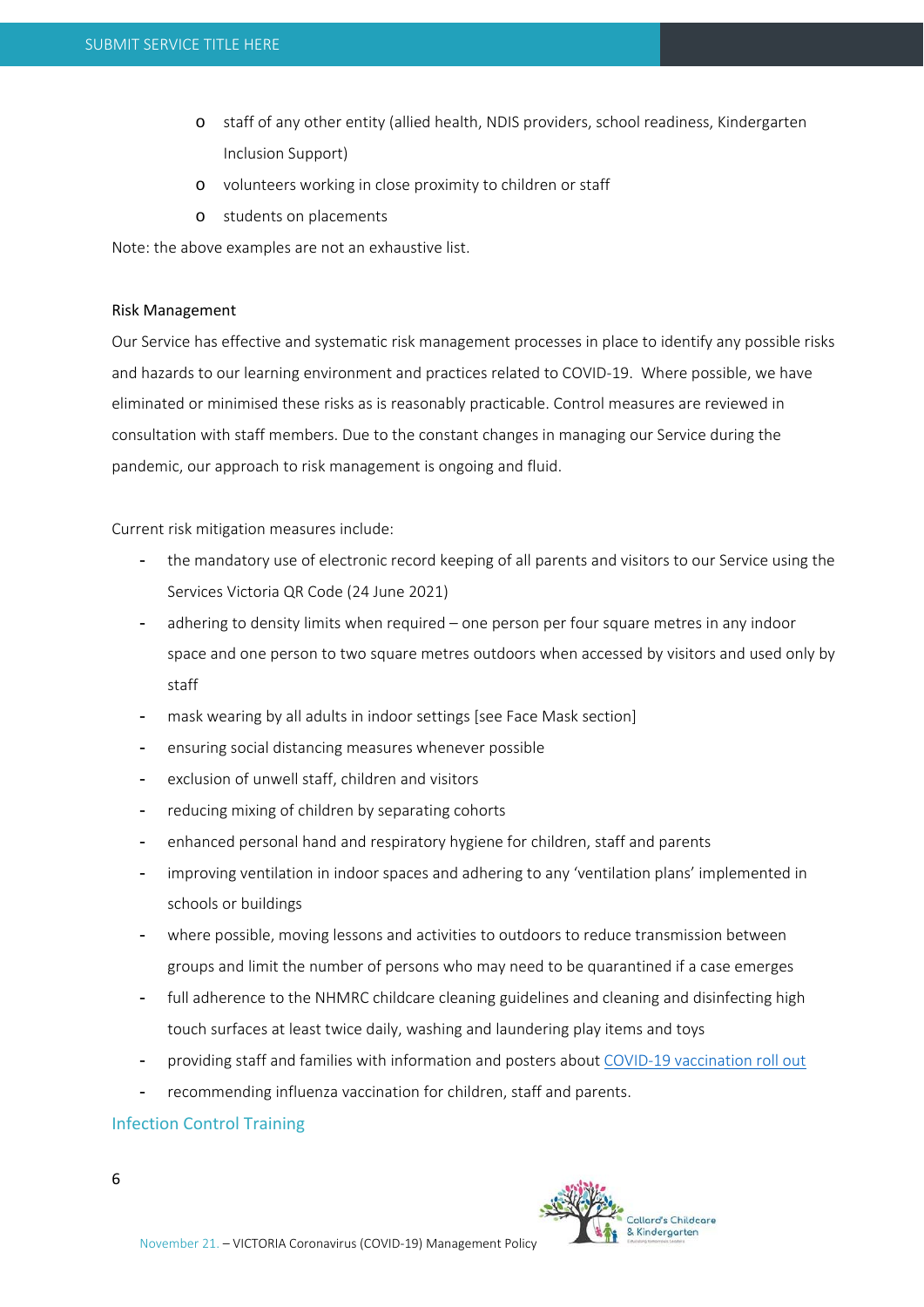- staff of any other entity (allied health, NDIS providers, school readiness, Kindergarten Inclusion Support)
- volunteers working in close proximity to children or staff
- students on placements

Note: the above examples are not an exhaustive list.

Risk Management

Our Service has effective and systematic risk management processes in place to identify any possible risks and hazards to our learning environment and practices related to COVID-19. Where possible, we have eliminated or minimised these risks as is reasonably practicable. Control measures are reviewed in consultation with staff members. Due to the constant changes in managing our Service during the pandemic, our approach to risk management is ongoing and fluid.

Current risk mitigation measures include:

- the mandatory use of electronic record keeping of all parents and visitors to our Service using the Services Victoria QR Code (24 June 2021)
- adhering to density limits when required – one person per four square metres in any indoor space and one person to two square metres outdoors when accessed by visitors and used only by staff
- mask wearing by all adults in indoor settings [see Face Mask section]
- ensuring social distancing measures whenever possible
- exclusion of unwell staff, children and visitors
- reducing mixing of children by separating cohorts
- enhanced personal hand and respiratory hygiene for children, staff and parents
- improving ventilation in indoor spaces and adhering to any 'ventilation plans' implemented in schools or buildings
- where possible, moving lessons and activities to outdoors to reduce transmission between groups and limit the number of persons who may need to be quarantined if a case emerges
- full adherence to the NHMRC childcare cleaning guidelines and cleaning and disinfecting high touch surfaces at least twice daily, washing and laundering play items and toys
- providing staff and families with information and posters about COVID-19 vaccination roll out
- recommending influenza vaccination for children, staff and parents.

## Infection Control Training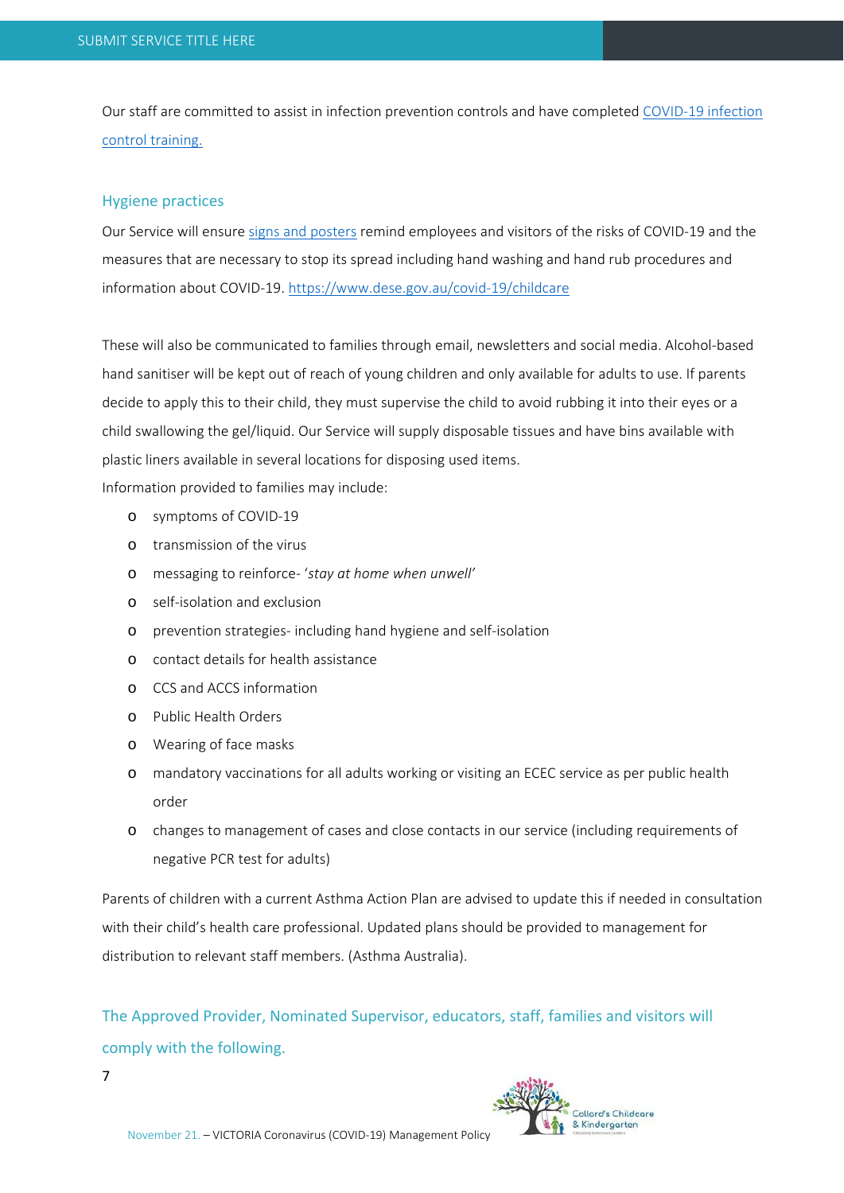Our staff are committed to assist in infection prevention controls and have completed [COVID-19 infection control training.]

### Hygiene practices

Our Service will ensure [signs and posters] remind employees and visitors of the risks of COVID-19 and the measures that are necessary to stop its spread including hand washing and hand rub procedures and information about COVID-19. https://www.dese.gov.au/covid-19/childcare

These will also be communicated to families through email, newsletters and social media. Alcohol-based hand sanitiser will be kept out of reach of young children and only available for adults to use. If parents decide to apply this to their child, they must supervise the child to avoid rubbing it into their eyes or a child swallowing the gel/liquid. Our Service will supply disposable tissues and have bins available with plastic liners available in several locations for disposing used items.
Information provided to families may include:

- symptoms of COVID-19
- transmission of the virus
- messaging to reinforce- '*stay at home when unwell'*
- self-isolation and exclusion
- prevention strategies- including hand hygiene and self-isolation
- contact details for health assistance
- CCS and ACCS information
- Public Health Orders
- Wearing of face masks
- mandatory vaccinations for all adults working or visiting an ECEC service as per public health order
- changes to management of cases and close contacts in our service (including requirements of negative PCR test for adults)

Parents of children with a current Asthma Action Plan are advised to update this if needed in consultation with their child's health care professional. Updated plans should be provided to management for distribution to relevant staff members. (Asthma Australia).

### The Approved Provider, Nominated Supervisor, educators, staff, families and visitors will comply with the following.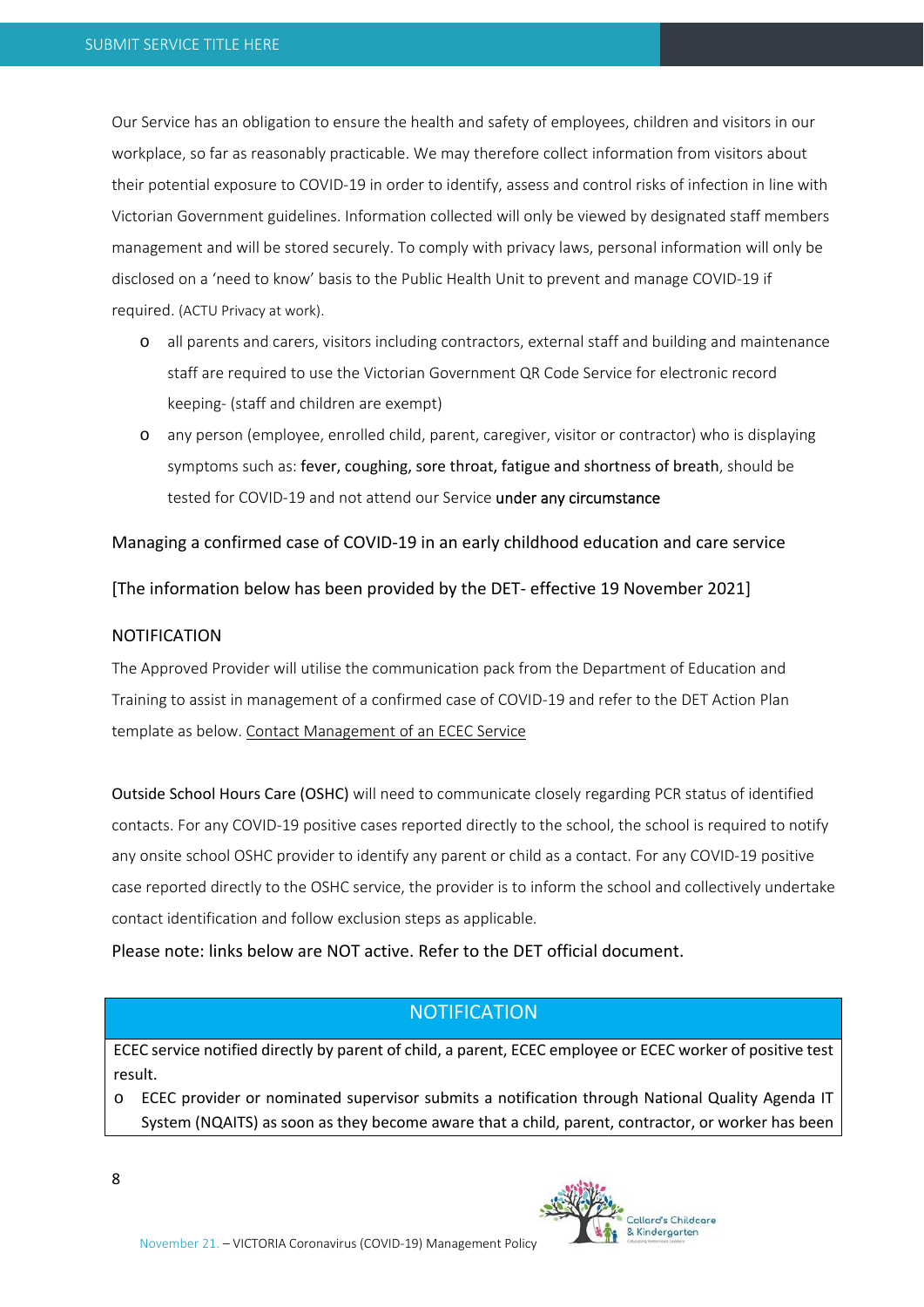Our Service has an obligation to ensure the health and safety of employees, children and visitors in our workplace, so far as reasonably practicable. We may therefore collect information from visitors about their potential exposure to COVID-19 in order to identify, assess and control risks of infection in line with Victorian Government guidelines. Information collected will only be viewed by designated staff members management and will be stored securely. To comply with privacy laws, personal information will only be disclosed on a 'need to know' basis to the Public Health Unit to prevent and manage COVID-19 if required. (ACTU Privacy at work).

- all parents and carers, visitors including contractors, external staff and building and maintenance staff are required to use the Victorian Government QR Code Service for electronic record keeping- (staff and children are exempt)
- any person (employee, enrolled child, parent, caregiver, visitor or contractor) who is displaying symptoms such as: fever, coughing, sore throat, fatigue and shortness of breath, should be tested for COVID-19 and not attend our Service under any circumstance

Managing a confirmed case of COVID-19 in an early childhood education and care service

[The information below has been provided by the DET- effective 19 November 2021]

NOTIFICATION

The Approved Provider will utilise the communication pack from the Department of Education and Training to assist in management of a confirmed case of COVID-19 and refer to the DET Action Plan template as below. Contact Management of an ECEC Service

Outside School Hours Care (OSHC) will need to communicate closely regarding PCR status of identified contacts. For any COVID-19 positive cases reported directly to the school, the school is required to notify any onsite school OSHC provider to identify any parent or child as a contact. For any COVID-19 positive case reported directly to the OSHC service, the provider is to inform the school and collectively undertake contact identification and follow exclusion steps as applicable.

Please note: links below are NOT active. Refer to the DET official document.

| NOTIFICATION |
| --- |
| ECEC service notified directly by parent of child, a parent, ECEC employee or ECEC worker of positive test result.<br>- ECEC provider or nominated supervisor submits a notification through National Quality Agenda IT System (NQAITS) as soon as they become aware that a child, parent, contractor, or worker has been |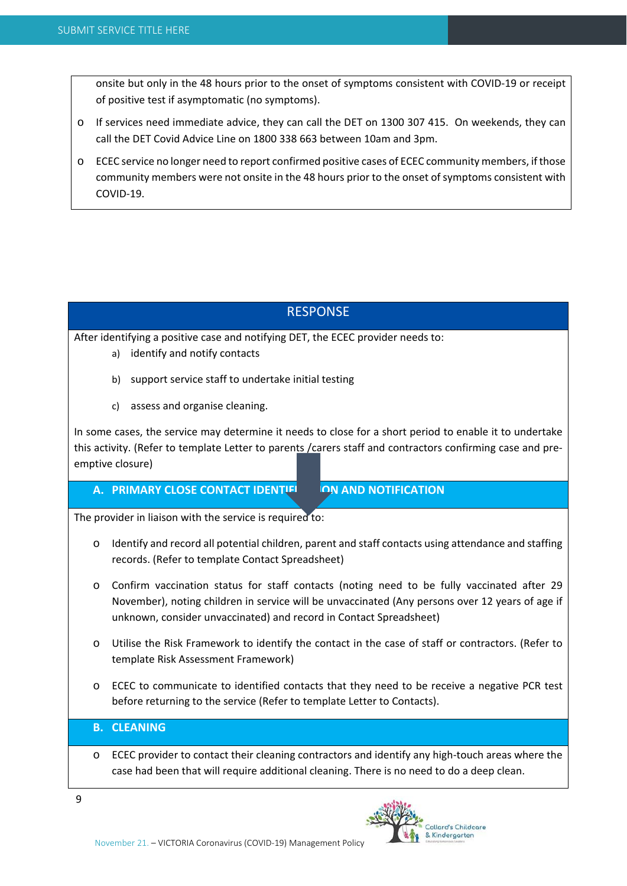onsite but only in the 48 hours prior to the onset of symptoms consistent with COVID-19 or receipt of positive test if asymptomatic (no symptoms).

- If services need immediate advice, they can call the DET on 1300 307 415. On weekends, they can call the DET Covid Advice Line on 1800 338 663 between 10am and 3pm.
- ECEC service no longer need to report confirmed positive cases of ECEC community members, if those community members were not onsite in the 48 hours prior to the onset of symptoms consistent with COVID-19.

## RESPONSE

After identifying a positive case and notifying DET, the ECEC provider needs to:

a) identify and notify contacts

b) support service staff to undertake initial testing

c) assess and organise cleaning.

In some cases, the service may determine it needs to close for a short period to enable it to undertake this activity. (Refer to template Letter to parents /carers staff and contractors confirming case and pre-emptive closure)

### A. PRIMARY CLOSE CONTACT IDENTIFICATION AND NOTIFICATION

The provider in liaison with the service is required to:

- Identify and record all potential children, parent and staff contacts using attendance and staffing records. (Refer to template Contact Spreadsheet)
- Confirm vaccination status for staff contacts (noting need to be fully vaccinated after 29 November), noting children in service will be unvaccinated (Any persons over 12 years of age if unknown, consider unvaccinated) and record in Contact Spreadsheet)
- Utilise the Risk Framework to identify the contact in the case of staff or contractors. (Refer to template Risk Assessment Framework)
- ECEC to communicate to identified contacts that they need to be receive a negative PCR test before returning to the service (Refer to template Letter to Contacts).

### B. CLEANING

- ECEC provider to contact their cleaning contractors and identify any high-touch areas where the case had been that will require additional cleaning. There is no need to do a deep clean.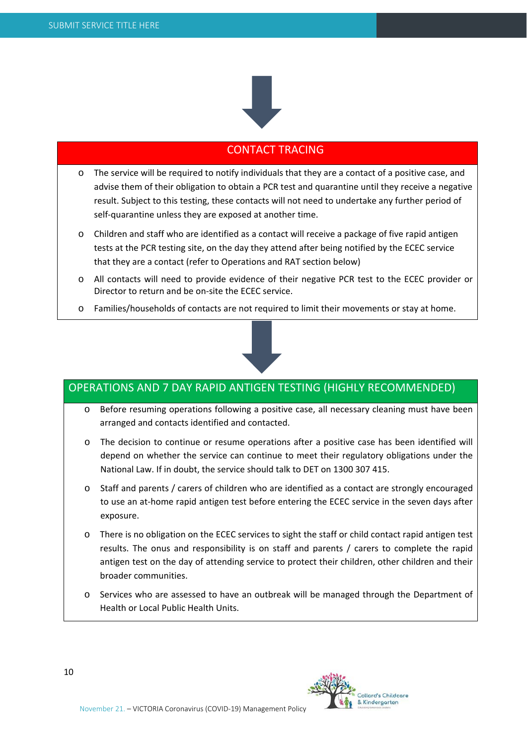## CONTACT TRACING

- The service will be required to notify individuals that they are a contact of a positive case, and advise them of their obligation to obtain a PCR test and quarantine until they receive a negative result. Subject to this testing, these contacts will not need to undertake any further period of self-quarantine unless they are exposed at another time.
- Children and staff who are identified as a contact will receive a package of five rapid antigen tests at the PCR testing site, on the day they attend after being notified by the ECEC service that they are a contact (refer to Operations and RAT section below)
- All contacts will need to provide evidence of their negative PCR test to the ECEC provider or Director to return and be on-site the ECEC service.
- Families/households of contacts are not required to limit their movements or stay at home.

## OPERATIONS AND 7 DAY RAPID ANTIGEN TESTING (HIGHLY RECOMMENDED)

- Before resuming operations following a positive case, all necessary cleaning must have been arranged and contacts identified and contacted.
- The decision to continue or resume operations after a positive case has been identified will depend on whether the service can continue to meet their regulatory obligations under the National Law. If in doubt, the service should talk to DET on 1300 307 415.
- Staff and parents / carers of children who are identified as a contact are strongly encouraged to use an at-home rapid antigen test before entering the ECEC service in the seven days after exposure.
- There is no obligation on the ECEC services to sight the staff or child contact rapid antigen test results. The onus and responsibility is on staff and parents / carers to complete the rapid antigen test on the day of attending service to protect their children, other children and their broader communities.
- Services who are assessed to have an outbreak will be managed through the Department of Health or Local Public Health Units.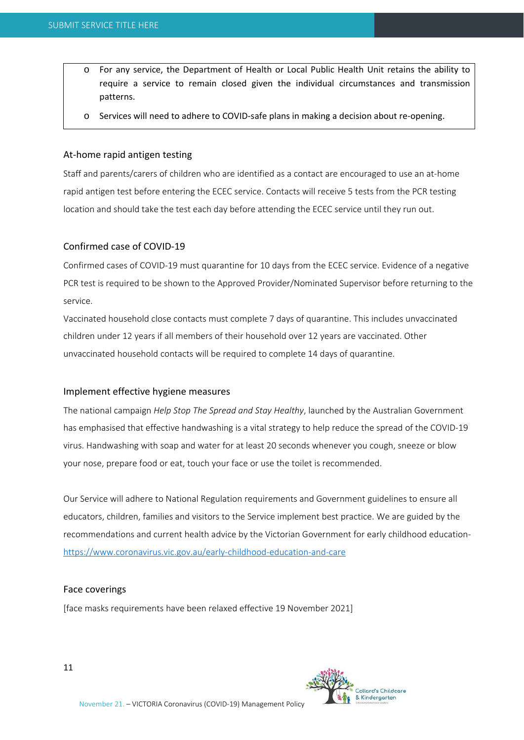- For any service, the Department of Health or Local Public Health Unit retains the ability to require a service to remain closed given the individual circumstances and transmission patterns.
- Services will need to adhere to COVID-safe plans in making a decision about re-opening.

### At-home rapid antigen testing

Staff and parents/carers of children who are identified as a contact are encouraged to use an at-home rapid antigen test before entering the ECEC service. Contacts will receive 5 tests from the PCR testing location and should take the test each day before attending the ECEC service until they run out.

### Confirmed case of COVID-19

Confirmed cases of COVID-19 must quarantine for 10 days from the ECEC service. Evidence of a negative PCR test is required to be shown to the Approved Provider/Nominated Supervisor before returning to the service.

Vaccinated household close contacts must complete 7 days of quarantine. This includes unvaccinated children under 12 years if all members of their household over 12 years are vaccinated. Other unvaccinated household contacts will be required to complete 14 days of quarantine.

### Implement effective hygiene measures

The national campaign *Help Stop The Spread and Stay Healthy*, launched by the Australian Government has emphasised that effective handwashing is a vital strategy to help reduce the spread of the COVID-19 virus. Handwashing with soap and water for at least 20 seconds whenever you cough, sneeze or blow your nose, prepare food or eat, touch your face or use the toilet is recommended.

Our Service will adhere to National Regulation requirements and Government guidelines to ensure all educators, children, families and visitors to the Service implement best practice. We are guided by the recommendations and current health advice by the Victorian Government for early childhood education- https://www.coronavirus.vic.gov.au/early-childhood-education-and-care

### Face coverings

[face masks requirements have been relaxed effective 19 November 2021]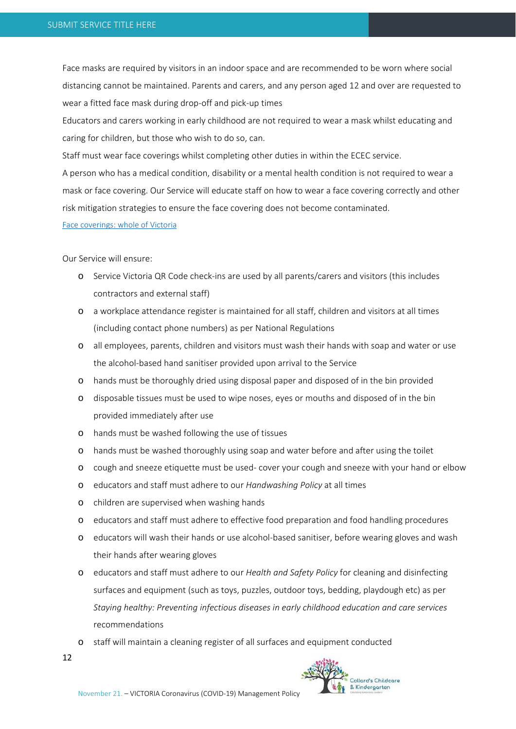Face masks are required by visitors in an indoor space and are recommended to be worn where social distancing cannot be maintained. Parents and carers, and any person aged 12 and over are requested to wear a fitted face mask during drop-off and pick-up times

Educators and carers working in early childhood are not required to wear a mask whilst educating and caring for children, but those who wish to do so, can.

Staff must wear face coverings whilst completing other duties in within the ECEC service.

A person who has a medical condition, disability or a mental health condition is not required to wear a mask or face covering. Our Service will educate staff on how to wear a face covering correctly and other risk mitigation strategies to ensure the face covering does not become contaminated.

[Face coverings: whole of Victoria]

Our Service will ensure:

- Service Victoria QR Code check-ins are used by all parents/carers and visitors (this includes contractors and external staff)
- a workplace attendance register is maintained for all staff, children and visitors at all times (including contact phone numbers) as per National Regulations
- all employees, parents, children and visitors must wash their hands with soap and water or use the alcohol-based hand sanitiser provided upon arrival to the Service
- hands must be thoroughly dried using disposal paper and disposed of in the bin provided
- disposable tissues must be used to wipe noses, eyes or mouths and disposed of in the bin provided immediately after use
- hands must be washed following the use of tissues
- hands must be washed thoroughly using soap and water before and after using the toilet
- cough and sneeze etiquette must be used- cover your cough and sneeze with your hand or elbow
- educators and staff must adhere to our *Handwashing Policy* at all times
- children are supervised when washing hands
- educators and staff must adhere to effective food preparation and food handling procedures
- educators will wash their hands or use alcohol-based sanitiser, before wearing gloves and wash their hands after wearing gloves
- educators and staff must adhere to our *Health and Safety Policy* for cleaning and disinfecting surfaces and equipment (such as toys, puzzles, outdoor toys, bedding, playdough etc) as per *Staying healthy: Preventing infectious diseases in early childhood education and care services* recommendations
- staff will maintain a cleaning register of all surfaces and equipment conducted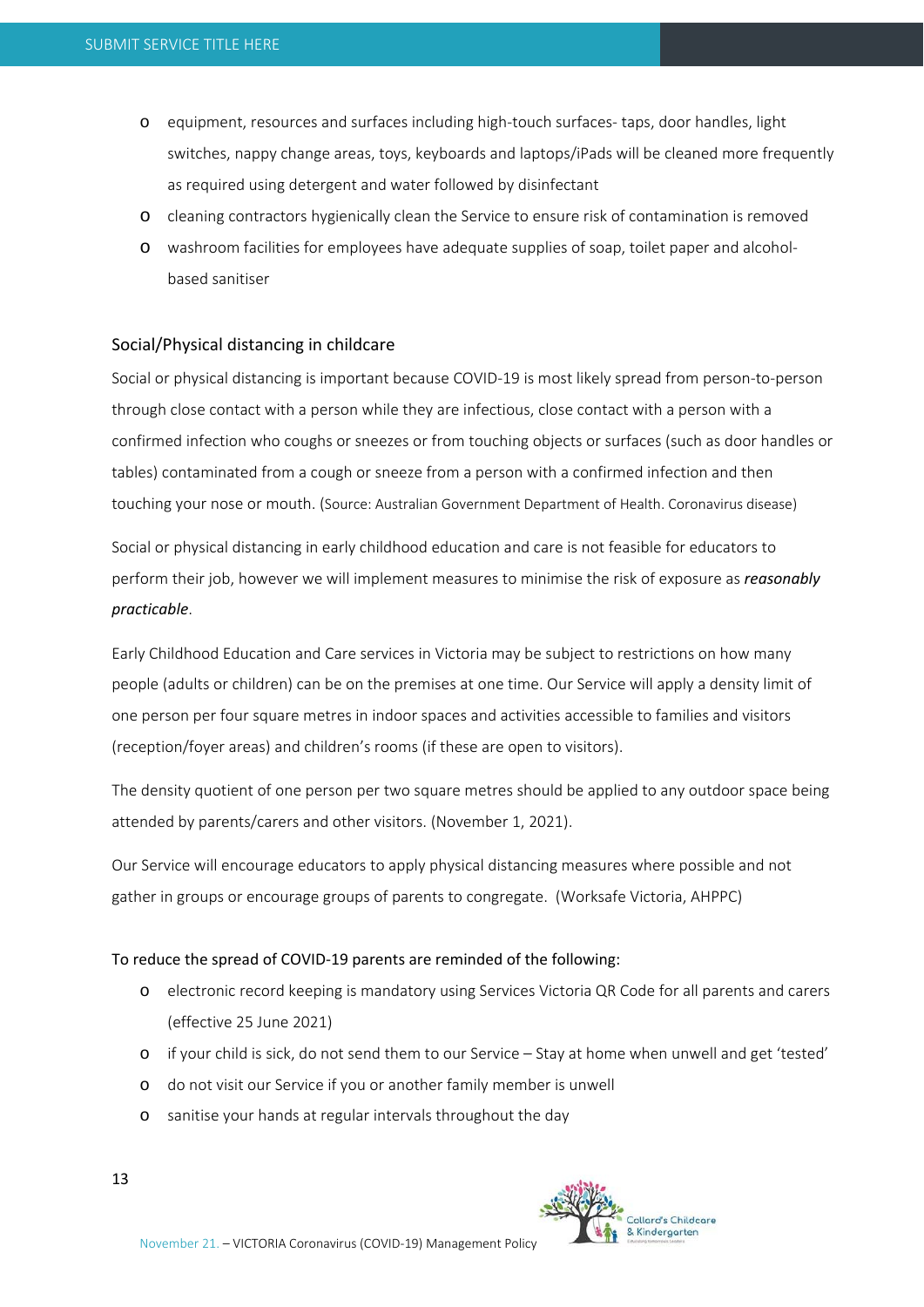- equipment, resources and surfaces including high-touch surfaces- taps, door handles, light switches, nappy change areas, toys, keyboards and laptops/iPads will be cleaned more frequently as required using detergent and water followed by disinfectant
- cleaning contractors hygienically clean the Service to ensure risk of contamination is removed
- washroom facilities for employees have adequate supplies of soap, toilet paper and alcohol-based sanitiser

## Social/Physical distancing in childcare

Social or physical distancing is important because COVID-19 is most likely spread from person-to-person through close contact with a person while they are infectious, close contact with a person with a confirmed infection who coughs or sneezes or from touching objects or surfaces (such as door handles or tables) contaminated from a cough or sneeze from a person with a confirmed infection and then touching your nose or mouth. (Source: Australian Government Department of Health. Coronavirus disease)

Social or physical distancing in early childhood education and care is not feasible for educators to perform their job, however we will implement measures to minimise the risk of exposure as ***reasonably practicable***.

Early Childhood Education and Care services in Victoria may be subject to restrictions on how many people (adults or children) can be on the premises at one time. Our Service will apply a density limit of one person per four square metres in indoor spaces and activities accessible to families and visitors (reception/foyer areas) and children's rooms (if these are open to visitors).

The density quotient of one person per two square metres should be applied to any outdoor space being attended by parents/carers and other visitors. (November 1, 2021).

Our Service will encourage educators to apply physical distancing measures where possible and not gather in groups or encourage groups of parents to congregate. (Worksafe Victoria, AHPPC)

To reduce the spread of COVID-19 parents are reminded of the following:

- electronic record keeping is mandatory using Services Victoria QR Code for all parents and carers (effective 25 June 2021)
- if your child is sick, do not send them to our Service – Stay at home when unwell and get 'tested'
- do not visit our Service if you or another family member is unwell
- sanitise your hands at regular intervals throughout the day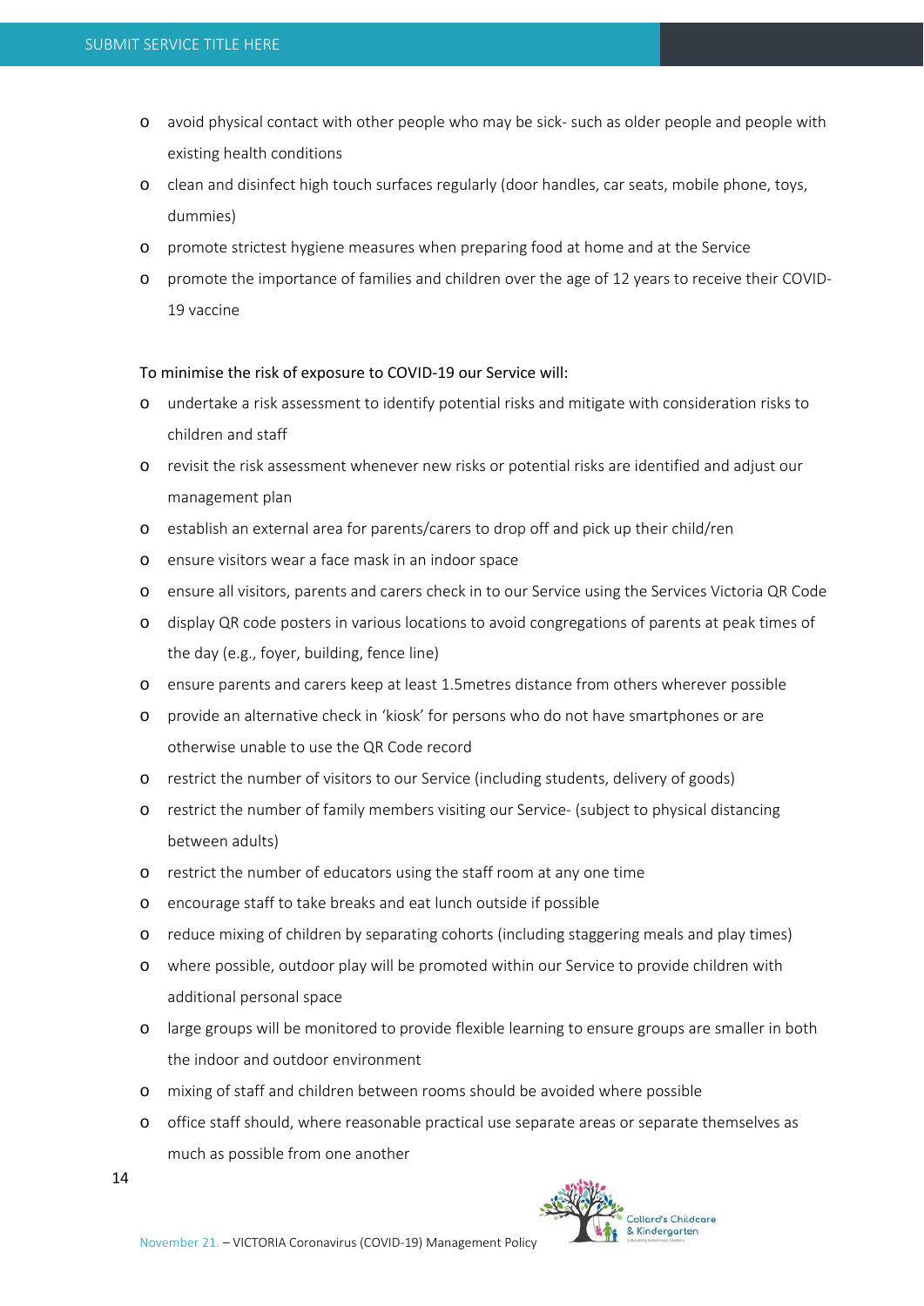- avoid physical contact with other people who may be sick- such as older people and people with existing health conditions
- clean and disinfect high touch surfaces regularly (door handles, car seats, mobile phone, toys, dummies)
- promote strictest hygiene measures when preparing food at home and at the Service
- promote the importance of families and children over the age of 12 years to receive their COVID-19 vaccine

To minimise the risk of exposure to COVID-19 our Service will:

- undertake a risk assessment to identify potential risks and mitigate with consideration risks to children and staff
- revisit the risk assessment whenever new risks or potential risks are identified and adjust our management plan
- establish an external area for parents/carers to drop off and pick up their child/ren
- ensure visitors wear a face mask in an indoor space
- ensure all visitors, parents and carers check in to our Service using the Services Victoria QR Code
- display QR code posters in various locations to avoid congregations of parents at peak times of the day (e.g., foyer, building, fence line)
- ensure parents and carers keep at least 1.5metres distance from others wherever possible
- provide an alternative check in 'kiosk' for persons who do not have smartphones or are otherwise unable to use the QR Code record
- restrict the number of visitors to our Service (including students, delivery of goods)
- restrict the number of family members visiting our Service- (subject to physical distancing between adults)
- restrict the number of educators using the staff room at any one time
- encourage staff to take breaks and eat lunch outside if possible
- reduce mixing of children by separating cohorts (including staggering meals and play times)
- where possible, outdoor play will be promoted within our Service to provide children with additional personal space
- large groups will be monitored to provide flexible learning to ensure groups are smaller in both the indoor and outdoor environment
- mixing of staff and children between rooms should be avoided where possible
- office staff should, where reasonable practical use separate areas or separate themselves as much as possible from one another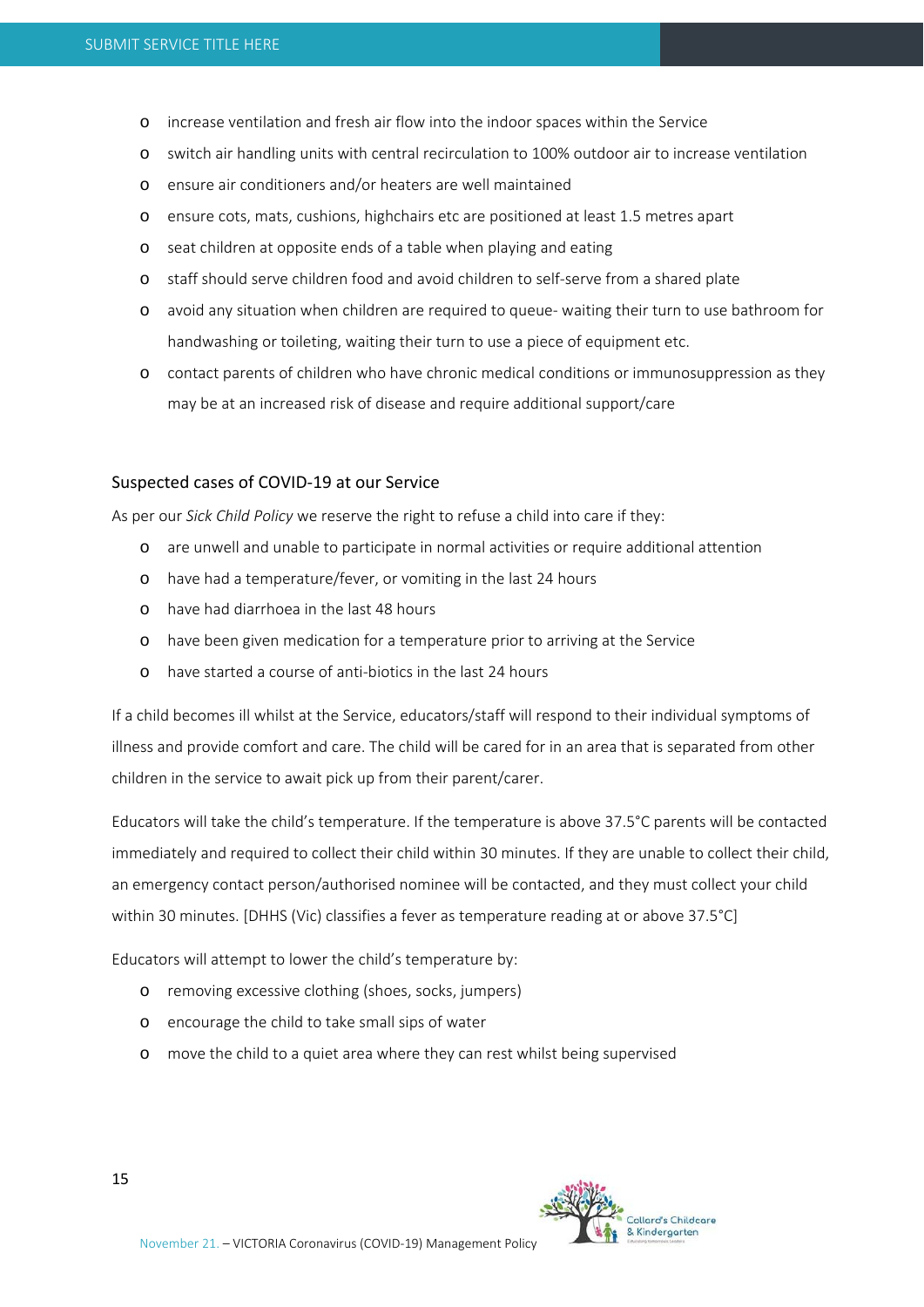- increase ventilation and fresh air flow into the indoor spaces within the Service
- switch air handling units with central recirculation to 100% outdoor air to increase ventilation
- ensure air conditioners and/or heaters are well maintained
- ensure cots, mats, cushions, highchairs etc are positioned at least 1.5 metres apart
- seat children at opposite ends of a table when playing and eating
- staff should serve children food and avoid children to self-serve from a shared plate
- avoid any situation when children are required to queue- waiting their turn to use bathroom for handwashing or toileting, waiting their turn to use a piece of equipment etc.
- contact parents of children who have chronic medical conditions or immunosuppression as they may be at an increased risk of disease and require additional support/care

### Suspected cases of COVID-19 at our Service

As per our *Sick Child Policy* we reserve the right to refuse a child into care if they:

- are unwell and unable to participate in normal activities or require additional attention
- have had a temperature/fever, or vomiting in the last 24 hours
- have had diarrhoea in the last 48 hours
- have been given medication for a temperature prior to arriving at the Service
- have started a course of anti-biotics in the last 24 hours

If a child becomes ill whilst at the Service, educators/staff will respond to their individual symptoms of illness and provide comfort and care. The child will be cared for in an area that is separated from other children in the service to await pick up from their parent/carer.

Educators will take the child's temperature. If the temperature is above 37.5°C parents will be contacted immediately and required to collect their child within 30 minutes. If they are unable to collect their child, an emergency contact person/authorised nominee will be contacted, and they must collect your child within 30 minutes. [DHHS (Vic) classifies a fever as temperature reading at or above 37.5°C]

Educators will attempt to lower the child's temperature by:

- removing excessive clothing (shoes, socks, jumpers)
- encourage the child to take small sips of water
- move the child to a quiet area where they can rest whilst being supervised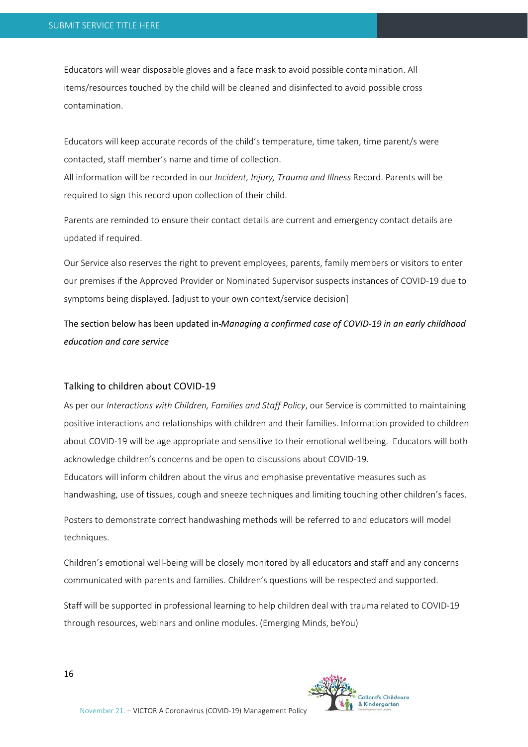Educators will wear disposable gloves and a face mask to avoid possible contamination. All items/resources touched by the child will be cleaned and disinfected to avoid possible cross contamination.

Educators will keep accurate records of the child's temperature, time taken, time parent/s were contacted, staff member's name and time of collection.
All information will be recorded in our *Incident, Injury, Trauma and Illness* Record. Parents will be required to sign this record upon collection of their child.

Parents are reminded to ensure their contact details are current and emergency contact details are updated if required.

Our Service also reserves the right to prevent employees, parents, family members or visitors to enter our premises if the Approved Provider or Nominated Supervisor suspects instances of COVID-19 due to symptoms being displayed. [adjust to your own context/service decision]

The section below has been updated in-*Managing a confirmed case of COVID-19 in an early childhood education and care service*

## Talking to children about COVID-19

As per our *Interactions with Children, Families and Staff Policy*, our Service is committed to maintaining positive interactions and relationships with children and their families. Information provided to children about COVID-19 will be age appropriate and sensitive to their emotional wellbeing. Educators will both acknowledge children's concerns and be open to discussions about COVID-19.
Educators will inform children about the virus and emphasise preventative measures such as handwashing, use of tissues, cough and sneeze techniques and limiting touching other children's faces.

Posters to demonstrate correct handwashing methods will be referred to and educators will model techniques.

Children's emotional well-being will be closely monitored by all educators and staff and any concerns communicated with parents and families. Children's questions will be respected and supported.

Staff will be supported in professional learning to help children deal with trauma related to COVID-19 through resources, webinars and online modules. (Emerging Minds, beYou)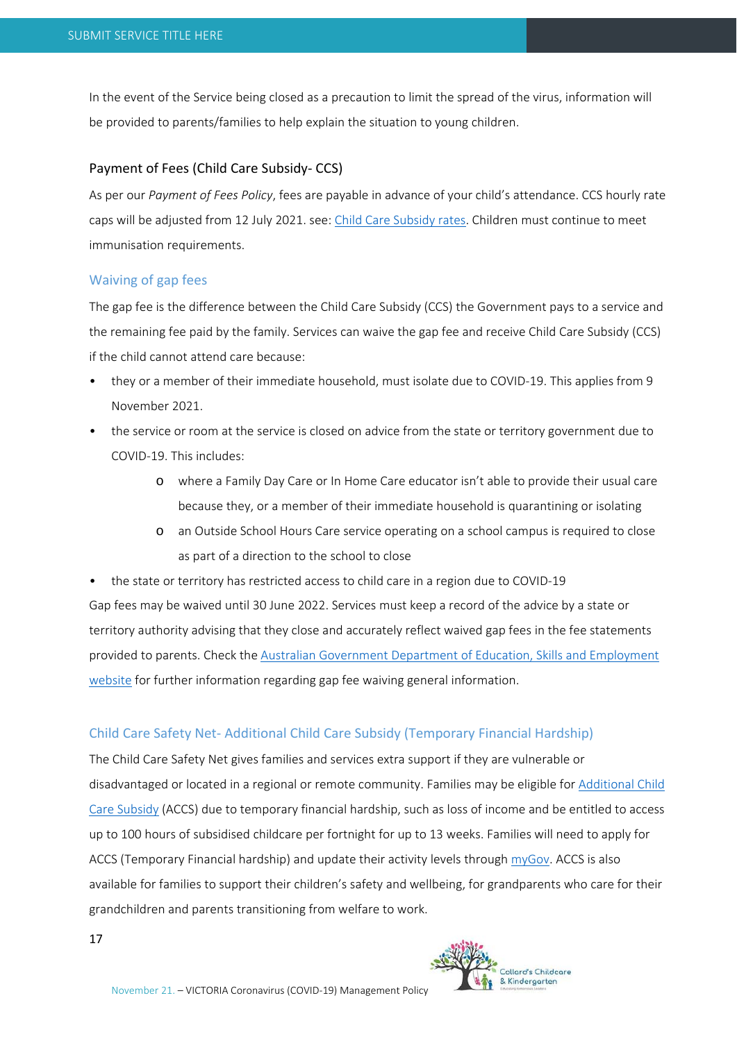In the event of the Service being closed as a precaution to limit the spread of the virus, information will be provided to parents/families to help explain the situation to young children.

## Payment of Fees (Child Care Subsidy- CCS)

As per our *Payment of Fees Policy*, fees are payable in advance of your child's attendance. CCS hourly rate caps will be adjusted from 12 July 2021. see: Child Care Subsidy rates. Children must continue to meet immunisation requirements.

### Waiving of gap fees

The gap fee is the difference between the Child Care Subsidy (CCS) the Government pays to a service and the remaining fee paid by the family. Services can waive the gap fee and receive Child Care Subsidy (CCS) if the child cannot attend care because:

- they or a member of their immediate household, must isolate due to COVID-19. This applies from 9 November 2021.
- the service or room at the service is closed on advice from the state or territory government due to COVID-19. This includes:
  - where a Family Day Care or In Home Care educator isn't able to provide their usual care because they, or a member of their immediate household is quarantining or isolating
  - an Outside School Hours Care service operating on a school campus is required to close as part of a direction to the school to close
- the state or territory has restricted access to child care in a region due to COVID-19

Gap fees may be waived until 30 June 2022. Services must keep a record of the advice by a state or territory authority advising that they close and accurately reflect waived gap fees in the fee statements provided to parents. Check the Australian Government Department of Education, Skills and Employment website for further information regarding gap fee waiving general information.

### Child Care Safety Net- Additional Child Care Subsidy (Temporary Financial Hardship)

The Child Care Safety Net gives families and services extra support if they are vulnerable or disadvantaged or located in a regional or remote community. Families may be eligible for Additional Child Care Subsidy (ACCS) due to temporary financial hardship, such as loss of income and be entitled to access up to 100 hours of subsidised childcare per fortnight for up to 13 weeks. Families will need to apply for ACCS (Temporary Financial hardship) and update their activity levels through myGov. ACCS is also available for families to support their children's safety and wellbeing, for grandparents who care for their grandchildren and parents transitioning from welfare to work.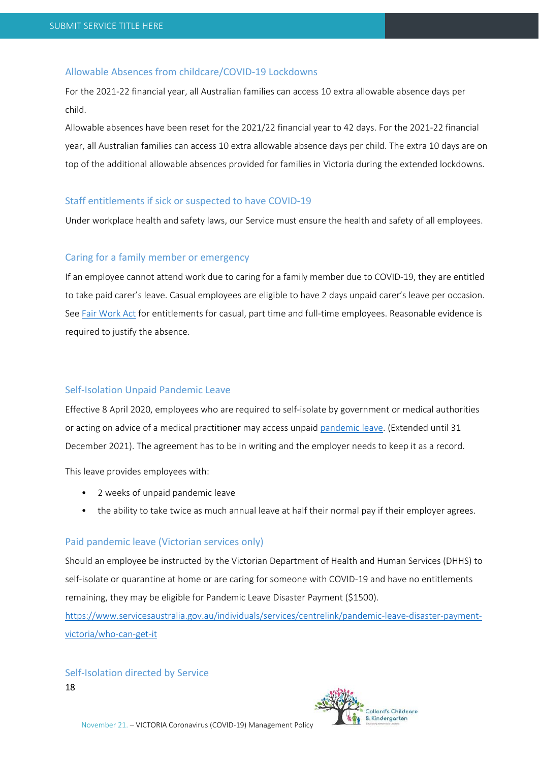### Allowable Absences from childcare/COVID-19 Lockdowns

For the 2021-22 financial year, all Australian families can access 10 extra allowable absence days per child.

Allowable absences have been reset for the 2021/22 financial year to 42 days. For the 2021-22 financial year, all Australian families can access 10 extra allowable absence days per child. The extra 10 days are on top of the additional allowable absences provided for families in Victoria during the extended lockdowns.

### Staff entitlements if sick or suspected to have COVID-19

Under workplace health and safety laws, our Service must ensure the health and safety of all employees.

### Caring for a family member or emergency

If an employee cannot attend work due to caring for a family member due to COVID-19, they are entitled to take paid carer's leave. Casual employees are eligible to have 2 days unpaid carer's leave per occasion. See [Fair Work Act] for entitlements for casual, part time and full-time employees. Reasonable evidence is required to justify the absence.

### Self-Isolation Unpaid Pandemic Leave

Effective 8 April 2020, employees who are required to self-isolate by government or medical authorities or acting on advice of a medical practitioner may access unpaid [pandemic leave]. (Extended until 31 December 2021). The agreement has to be in writing and the employer needs to keep it as a record.

This leave provides employees with:

- 2 weeks of unpaid pandemic leave
- the ability to take twice as much annual leave at half their normal pay if their employer agrees.

### Paid pandemic leave (Victorian services only)

Should an employee be instructed by the Victorian Department of Health and Human Services (DHHS) to self-isolate or quarantine at home or are caring for someone with COVID-19 and have no entitlements remaining, they may be eligible for Pandemic Leave Disaster Payment ($1500).

https://www.servicesaustralia.gov.au/individuals/services/centrelink/pandemic-leave-disaster-payment-victoria/who-can-get-it

### Self-Isolation directed by Service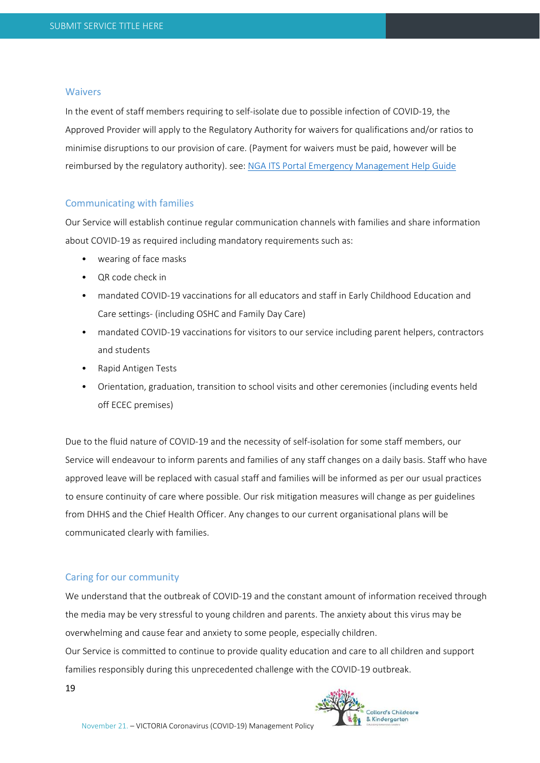### Waivers

In the event of staff members requiring to self-isolate due to possible infection of COVID-19, the Approved Provider will apply to the Regulatory Authority for waivers for qualifications and/or ratios to minimise disruptions to our provision of care. (Payment for waivers must be paid, however will be reimbursed by the regulatory authority). see: [NGA ITS Portal Emergency Management Help Guide]

### Communicating with families

Our Service will establish continue regular communication channels with families and share information about COVID-19 as required including mandatory requirements such as:

- wearing of face masks
- QR code check in
- mandated COVID-19 vaccinations for all educators and staff in Early Childhood Education and Care settings- (including OSHC and Family Day Care)
- mandated COVID-19 vaccinations for visitors to our service including parent helpers, contractors and students
- Rapid Antigen Tests
- Orientation, graduation, transition to school visits and other ceremonies (including events held off ECEC premises)

Due to the fluid nature of COVID-19 and the necessity of self-isolation for some staff members, our Service will endeavour to inform parents and families of any staff changes on a daily basis. Staff who have approved leave will be replaced with casual staff and families will be informed as per our usual practices to ensure continuity of care where possible. Our risk mitigation measures will change as per guidelines from DHHS and the Chief Health Officer. Any changes to our current organisational plans will be communicated clearly with families.

### Caring for our community

We understand that the outbreak of COVID-19 and the constant amount of information received through the media may be very stressful to young children and parents. The anxiety about this virus may be overwhelming and cause fear and anxiety to some people, especially children.

Our Service is committed to continue to provide quality education and care to all children and support families responsibly during this unprecedented challenge with the COVID-19 outbreak.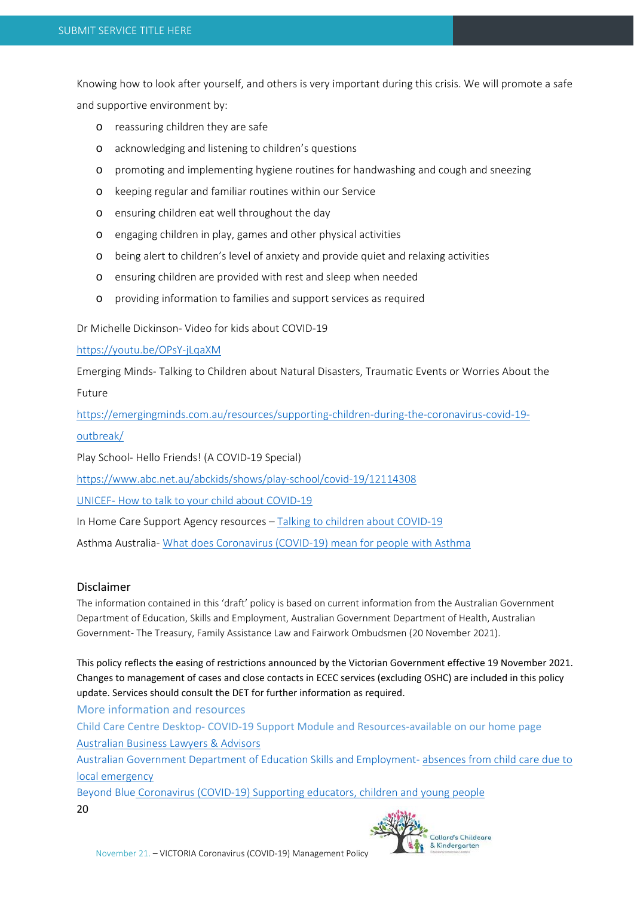Knowing how to look after yourself, and others is very important during this crisis. We will promote a safe and supportive environment by:

- reassuring children they are safe
- acknowledging and listening to children's questions
- promoting and implementing hygiene routines for handwashing and cough and sneezing
- keeping regular and familiar routines within our Service
- ensuring children eat well throughout the day
- engaging children in play, games and other physical activities
- being alert to children's level of anxiety and provide quiet and relaxing activities
- ensuring children are provided with rest and sleep when needed
- providing information to families and support services as required

Dr Michelle Dickinson- Video for kids about COVID-19

https://youtu.be/OPsY-jLqaXM

Emerging Minds- Talking to Children about Natural Disasters, Traumatic Events or Worries About the Future

https://emergingminds.com.au/resources/supporting-children-during-the-coronavirus-covid-19-outbreak/

Play School- Hello Friends! (A COVID-19 Special)

https://www.abc.net.au/abckids/shows/play-school/covid-19/12114308

UNICEF- How to talk to your child about COVID-19

In Home Care Support Agency resources – Talking to children about COVID-19

Asthma Australia- What does Coronavirus (COVID-19) mean for people with Asthma

## Disclaimer

The information contained in this 'draft' policy is based on current information from the Australian Government Department of Education, Skills and Employment, Australian Government Department of Health, Australian Government- The Treasury, Family Assistance Law and Fairwork Ombudsmen (20 November 2021).

This policy reflects the easing of restrictions announced by the Victorian Government effective 19 November 2021. Changes to management of cases and close contacts in ECEC services (excluding OSHC) are included in this policy update. Services should consult the DET for further information as required.

## More information and resources

Child Care Centre Desktop- COVID-19 Support Module and Resources-available on our home page

Australian Business Lawyers & Advisors

Australian Government Department of Education Skills and Employment- absences from child care due to local emergency

Beyond Blue Coronavirus (COVID-19) Supporting educators, children and young people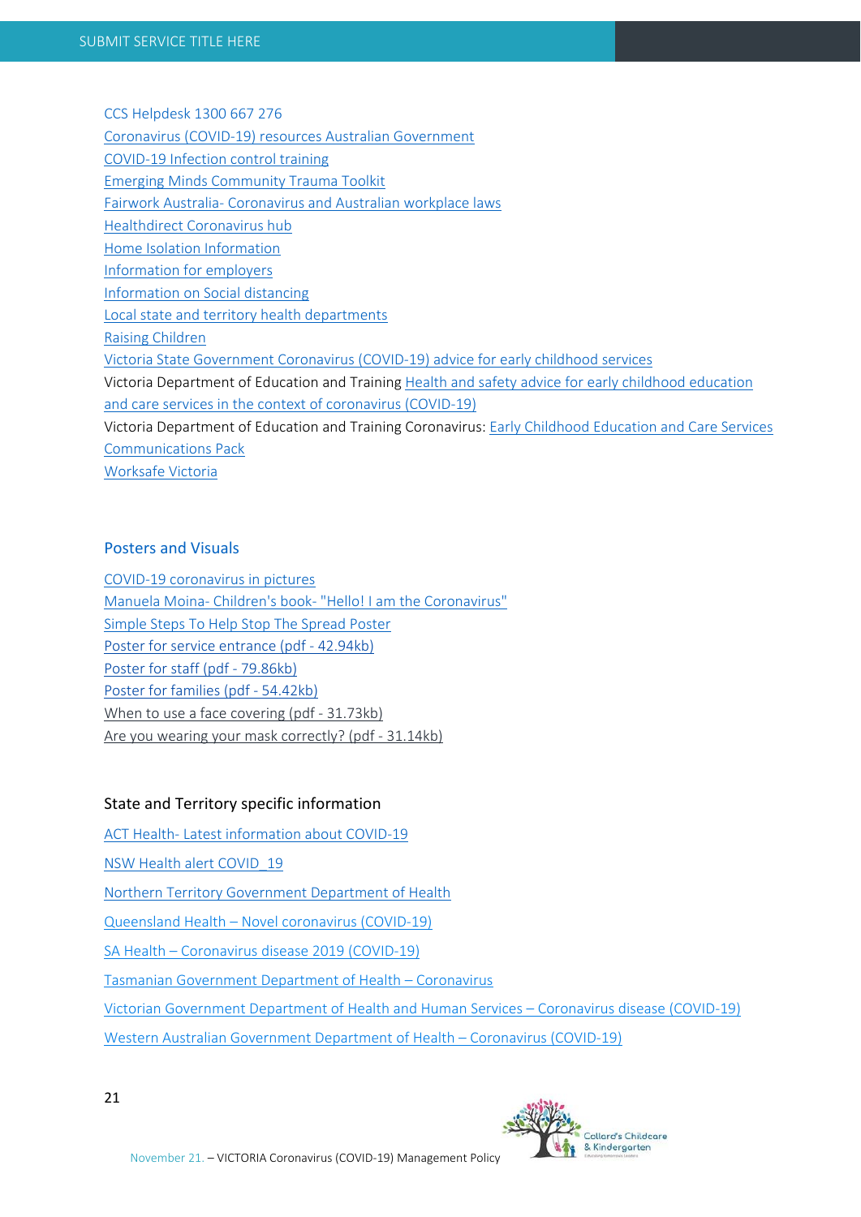CCS Helpdesk 1300 667 276
Coronavirus (COVID-19) resources Australian Government
COVID-19 Infection control training
Emerging Minds Community Trauma Toolkit
Fairwork Australia- Coronavirus and Australian workplace laws
Healthdirect Coronavirus hub
Home Isolation Information
Information for employers
Information on Social distancing
Local state and territory health departments
Raising Children
Victoria State Government Coronavirus (COVID-19) advice for early childhood services
Victoria Department of Education and Training Health and safety advice for early childhood education and care services in the context of coronavirus (COVID-19)
Victoria Department of Education and Training Coronavirus: Early Childhood Education and Care Services Communications Pack
Worksafe Victoria

## Posters and Visuals

COVID-19 coronavirus in pictures
Manuela Moina- Children's book- "Hello! I am the Coronavirus"
Simple Steps To Help Stop The Spread Poster
Poster for service entrance (pdf - 42.94kb)
Poster for staff (pdf - 79.86kb)
Poster for families (pdf - 54.42kb)
When to use a face covering (pdf - 31.73kb)
Are you wearing your mask correctly? (pdf - 31.14kb)

## State and Territory specific information

ACT Health- Latest information about COVID-19

NSW Health alert COVID_19

Northern Territory Government Department of Health

Queensland Health – Novel coronavirus (COVID-19)

SA Health – Coronavirus disease 2019 (COVID-19)

Tasmanian Government Department of Health – Coronavirus

Victorian Government Department of Health and Human Services – Coronavirus disease (COVID-19)

Western Australian Government Department of Health – Coronavirus (COVID-19)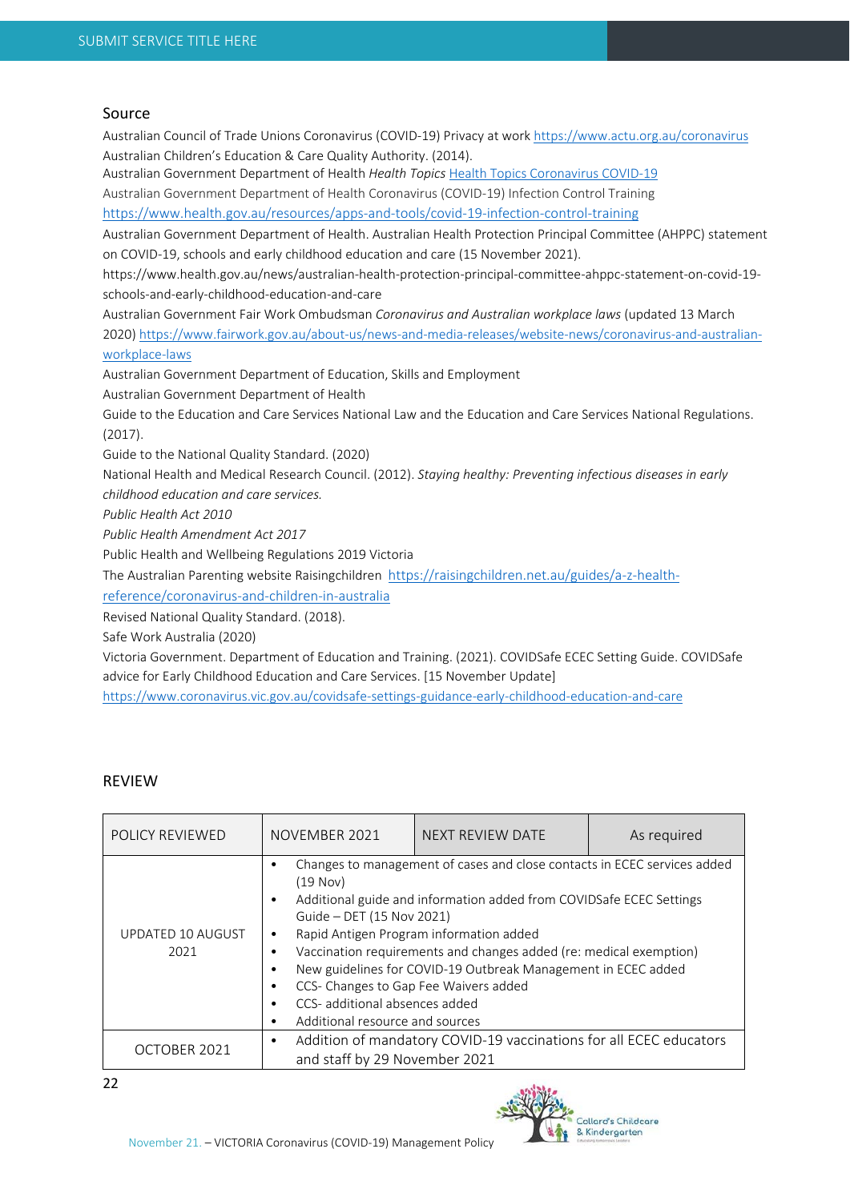## Source

Australian Council of Trade Unions Coronavirus (COVID-19) Privacy at work https://www.actu.org.au/coronavirus

Australian Children's Education & Care Quality Authority. (2014).

Australian Government Department of Health *Health Topics* Health Topics Coronavirus COVID-19

Australian Government Department of Health Coronavirus (COVID-19) Infection Control Training https://www.health.gov.au/resources/apps-and-tools/covid-19-infection-control-training

Australian Government Department of Health. Australian Health Protection Principal Committee (AHPPC) statement on COVID-19, schools and early childhood education and care (15 November 2021). https://www.health.gov.au/news/australian-health-protection-principal-committee-ahppc-statement-on-covid-19-schools-and-early-childhood-education-and-care

Australian Government Fair Work Ombudsman *Coronavirus and Australian workplace laws* (updated 13 March 2020) https://www.fairwork.gov.au/about-us/news-and-media-releases/website-news/coronavirus-and-australian-workplace-laws

Australian Government Department of Education, Skills and Employment

Australian Government Department of Health

Guide to the Education and Care Services National Law and the Education and Care Services National Regulations. (2017).

Guide to the National Quality Standard. (2020)

National Health and Medical Research Council. (2012). *Staying healthy: Preventing infectious diseases in early childhood education and care services.*

*Public Health Act 2010*

*Public Health Amendment Act 2017*

Public Health and Wellbeing Regulations 2019 Victoria

The Australian Parenting website Raisingchildren https://raisingchildren.net.au/guides/a-z-health-reference/coronavirus-and-children-in-australia

Revised National Quality Standard. (2018).

Safe Work Australia (2020)

Victoria Government. Department of Education and Training. (2021). COVIDSafe ECEC Setting Guide. COVIDSafe advice for Early Childhood Education and Care Services. [15 November Update] https://www.coronavirus.vic.gov.au/covidsafe-settings-guidance-early-childhood-education-and-care

## REVIEW

| POLICY REVIEWED | NOVEMBER 2021 | NEXT REVIEW DATE | As required |
|---|---|---|---|
| UPDATED 10 AUGUST 2021 | • Changes to management of cases and close contacts in ECEC services added (19 Nov)<br>• Additional guide and information added from COVIDSafe ECEC Settings Guide – DET (15 Nov 2021)<br>• Rapid Antigen Program information added<br>• Vaccination requirements and changes added (re: medical exemption)<br>• New guidelines for COVID-19 Outbreak Management in ECEC added<br>• CCS- Changes to Gap Fee Waivers added<br>• CCS- additional absences added<br>• Additional resource and sources | | |
| OCTOBER 2021 | • Addition of mandatory COVID-19 vaccinations for all ECEC educators and staff by 29 November 2021 | | |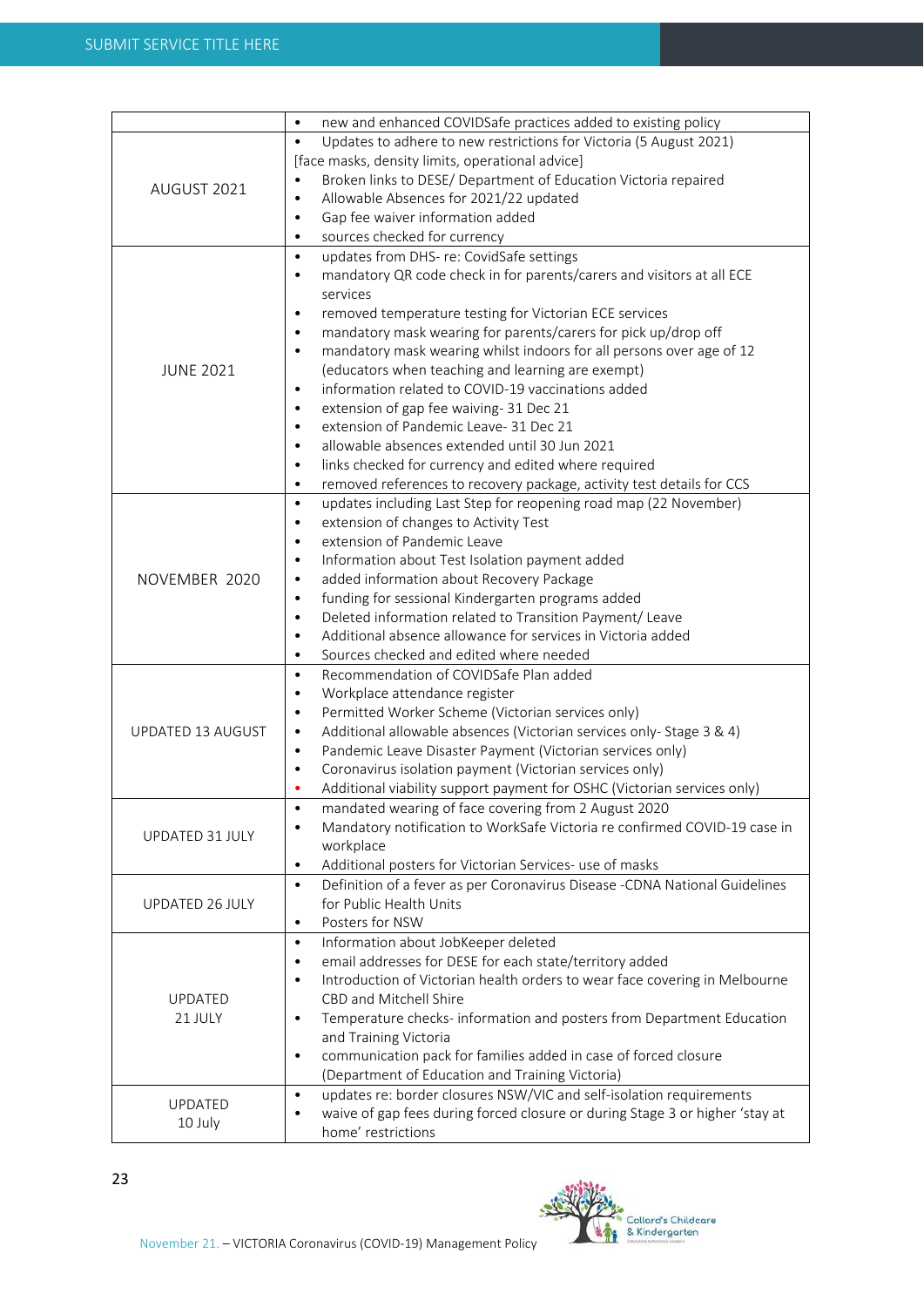| | |
|---|---|
| | • new and enhanced COVIDSafe practices added to existing policy |
| AUGUST 2021 | • Updates to adhere to new restrictions for Victoria (5 August 2021) [face masks, density limits, operational advice]<br>• Broken links to DESE/ Department of Education Victoria repaired<br>• Allowable Absences for 2021/22 updated<br>• Gap fee waiver information added<br>• sources checked for currency |
| JUNE 2021 | • updates from DHS- re: CovidSafe settings<br>• mandatory QR code check in for parents/carers and visitors at all ECE services<br>• removed temperature testing for Victorian ECE services<br>• mandatory mask wearing for parents/carers for pick up/drop off<br>• mandatory mask wearing whilst indoors for all persons over age of 12 (educators when teaching and learning are exempt)<br>• information related to COVID-19 vaccinations added<br>• extension of gap fee waiving- 31 Dec 21<br>• extension of Pandemic Leave- 31 Dec 21<br>• allowable absences extended until 30 Jun 2021<br>• links checked for currency and edited where required<br>• removed references to recovery package, activity test details for CCS |
| NOVEMBER 2020 | • updates including Last Step for reopening road map (22 November)<br>• extension of changes to Activity Test<br>• extension of Pandemic Leave<br>• Information about Test Isolation payment added<br>• added information about Recovery Package<br>• funding for sessional Kindergarten programs added<br>• Deleted information related to Transition Payment/ Leave<br>• Additional absence allowance for services in Victoria added<br>• Sources checked and edited where needed |
| UPDATED 13 AUGUST | • Recommendation of COVIDSafe Plan added<br>• Workplace attendance register<br>• Permitted Worker Scheme (Victorian services only)<br>• Additional allowable absences (Victorian services only- Stage 3 & 4)<br>• Pandemic Leave Disaster Payment (Victorian services only)<br>• Coronavirus isolation payment (Victorian services only)<br>• Additional viability support payment for OSHC (Victorian services only) |
| UPDATED 31 JULY | • mandated wearing of face covering from 2 August 2020<br>• Mandatory notification to WorkSafe Victoria re confirmed COVID-19 case in workplace<br>• Additional posters for Victorian Services- use of masks |
| UPDATED 26 JULY | • Definition of a fever as per Coronavirus Disease -CDNA National Guidelines for Public Health Units<br>• Posters for NSW |
| UPDATED 21 JULY | • Information about JobKeeper deleted<br>• email addresses for DESE for each state/territory added<br>• Introduction of Victorian health orders to wear face covering in Melbourne CBD and Mitchell Shire<br>• Temperature checks- information and posters from Department Education and Training Victoria<br>• communication pack for families added in case of forced closure (Department of Education and Training Victoria) |
| UPDATED 10 July | • updates re: border closures NSW/VIC and self-isolation requirements<br>• waive of gap fees during forced closure or during Stage 3 or higher 'stay at home' restrictions |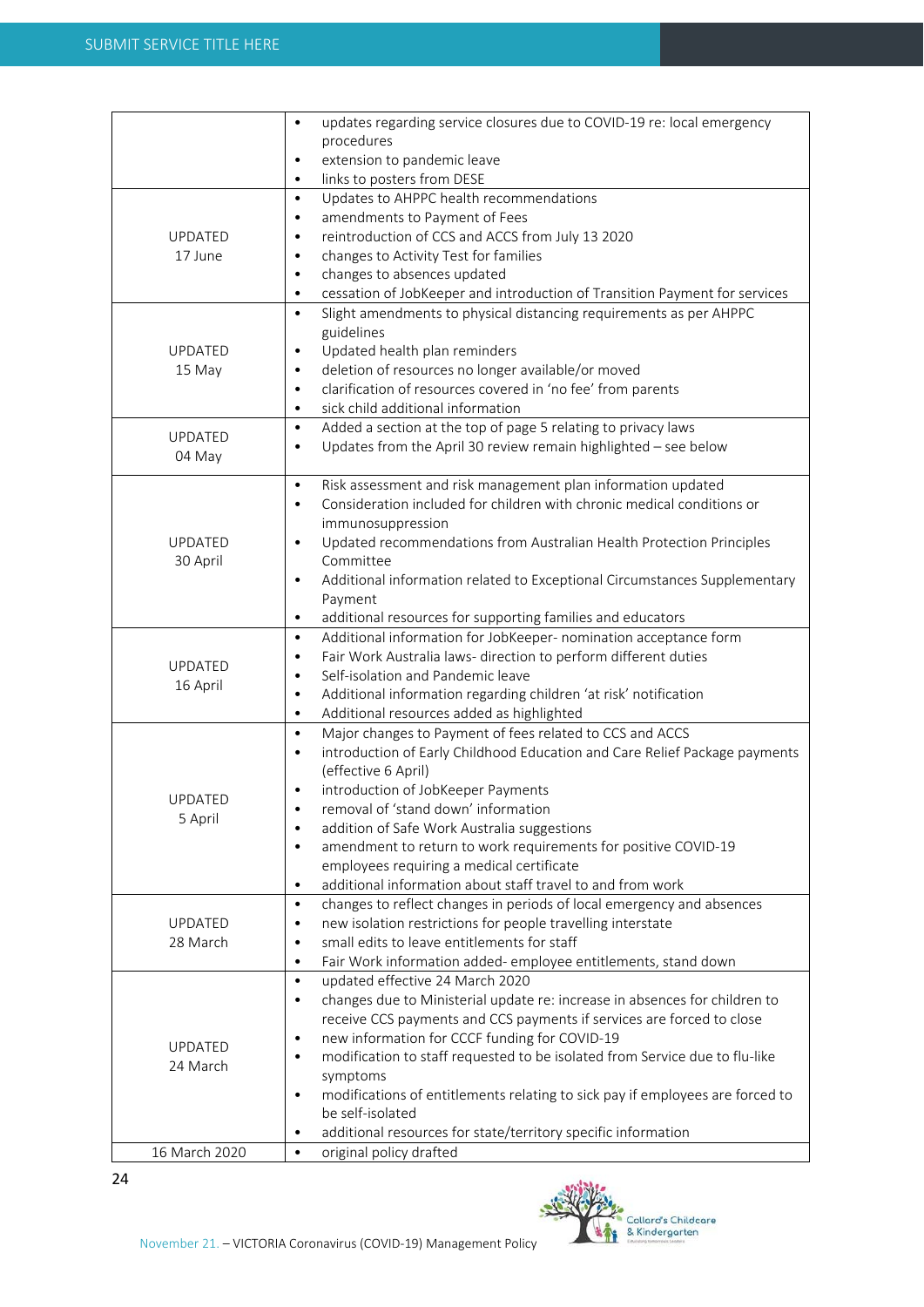| | |
|---|---|
| | • updates regarding service closures due to COVID-19 re: local emergency procedures<br>• extension to pandemic leave<br>• links to posters from DESE |
| UPDATED 17 June | • Updates to AHPPC health recommendations<br>• amendments to Payment of Fees<br>• reintroduction of CCS and ACCS from July 13 2020<br>• changes to Activity Test for families<br>• changes to absences updated<br>• cessation of JobKeeper and introduction of Transition Payment for services |
| UPDATED 15 May | • Slight amendments to physical distancing requirements as per AHPPC guidelines<br>• Updated health plan reminders<br>• deletion of resources no longer available/or moved<br>• clarification of resources covered in 'no fee' from parents<br>• sick child additional information |
| UPDATED 04 May | • Added a section at the top of page 5 relating to privacy laws<br>• Updates from the April 30 review remain highlighted – see below |
| UPDATED 30 April | • Risk assessment and risk management plan information updated<br>• Consideration included for children with chronic medical conditions or immunosuppression<br>• Updated recommendations from Australian Health Protection Principles Committee<br>• Additional information related to Exceptional Circumstances Supplementary Payment<br>• additional resources for supporting families and educators |
| UPDATED 16 April | • Additional information for JobKeeper- nomination acceptance form<br>• Fair Work Australia laws- direction to perform different duties<br>• Self-isolation and Pandemic leave<br>• Additional information regarding children 'at risk' notification<br>• Additional resources added as highlighted |
| UPDATED 5 April | • Major changes to Payment of fees related to CCS and ACCS<br>• introduction of Early Childhood Education and Care Relief Package payments (effective 6 April)<br>• introduction of JobKeeper Payments<br>• removal of 'stand down' information<br>• addition of Safe Work Australia suggestions<br>• amendment to return to work requirements for positive COVID-19 employees requiring a medical certificate<br>• additional information about staff travel to and from work |
| UPDATED 28 March | • changes to reflect changes in periods of local emergency and absences<br>• new isolation restrictions for people travelling interstate<br>• small edits to leave entitlements for staff<br>• Fair Work information added- employee entitlements, stand down |
| UPDATED 24 March | • updated effective 24 March 2020<br>• changes due to Ministerial update re: increase in absences for children to receive CCS payments and CCS payments if services are forced to close<br>• new information for CCCF funding for COVID-19<br>• modification to staff requested to be isolated from Service due to flu-like symptoms<br>• modifications of entitlements relating to sick pay if employees are forced to be self-isolated<br>• additional resources for state/territory specific information |
| 16 March 2020 | • original policy drafted |